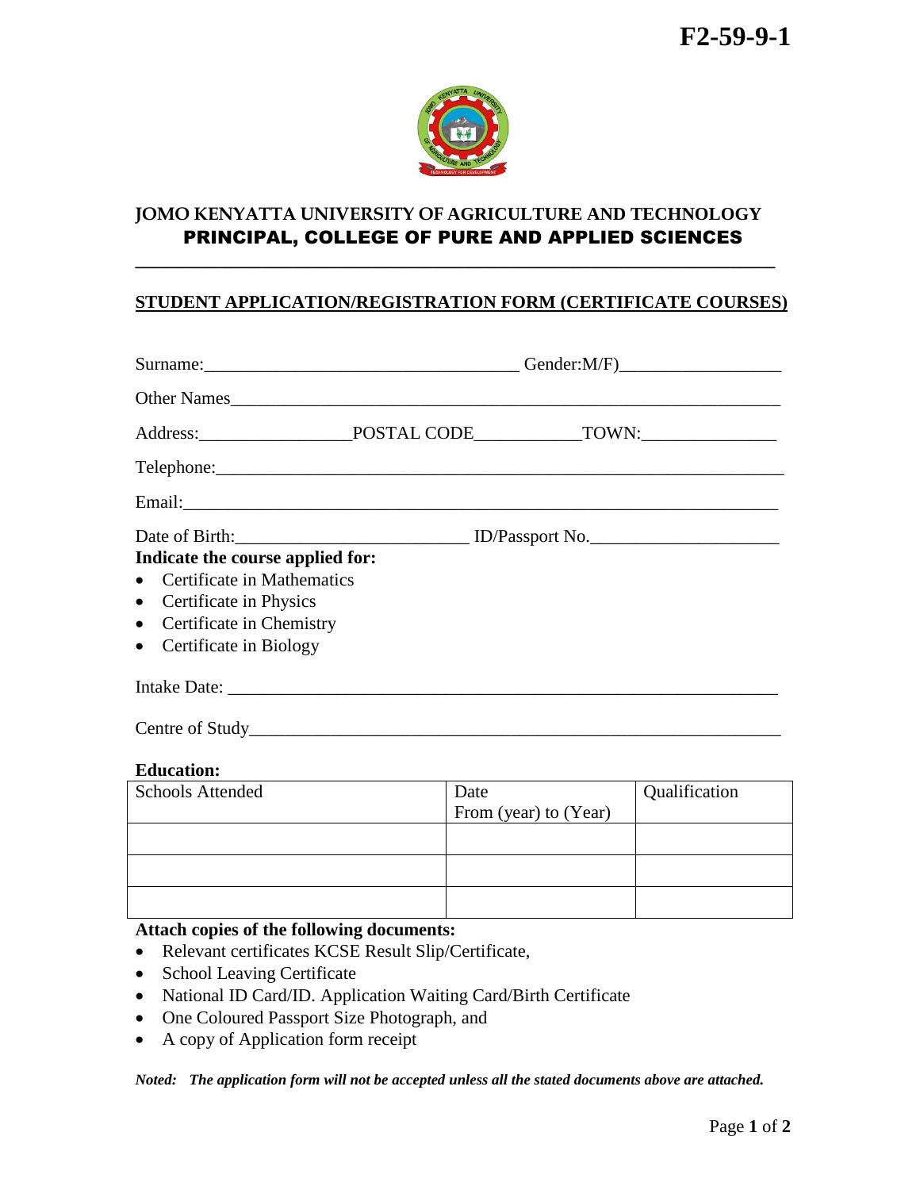F2-59-9-1

# JOMO KENYATTA UNIVERSITY OF AGRICULTURE AND TECHNOLOGY

## PRINCIPAL, COLLEGE OF PURE AND APPLIED SCIENCES

---

### STUDENT APPLICATION/REGISTRATION FORM (CERTIFICATE COURSES)

Surname:___________________________________ Gender:M/F)_________________

Other Names_____________________________________________________________

Address:________________POSTAL CODE___________TOWN:_______________

Telephone:_______________________________________________________________

Email:__________________________________________________________________

Date of Birth:_________________________ ID/Passport No.____________________

**Indicate the course applied for:**

- Certificate in Mathematics
- Certificate in Physics
- Certificate in Chemistry
- Certificate in Biology

Intake Date: ____________________________________________________________

Centre of Study__________________________________________________________

**Education:**

| Schools Attended | Date From (year) to (Year) | Qualification |
|---|---|---|
| | | |
| | | |
| | | |

**Attach copies of the following documents:**

- Relevant certificates KCSE Result Slip/Certificate,
- School Leaving Certificate
- National ID Card/ID. Application Waiting Card/Birth Certificate
- One Coloured Passport Size Photograph, and
- A copy of Application form receipt

***Noted: The application form will not be accepted unless all the stated documents above are attached.***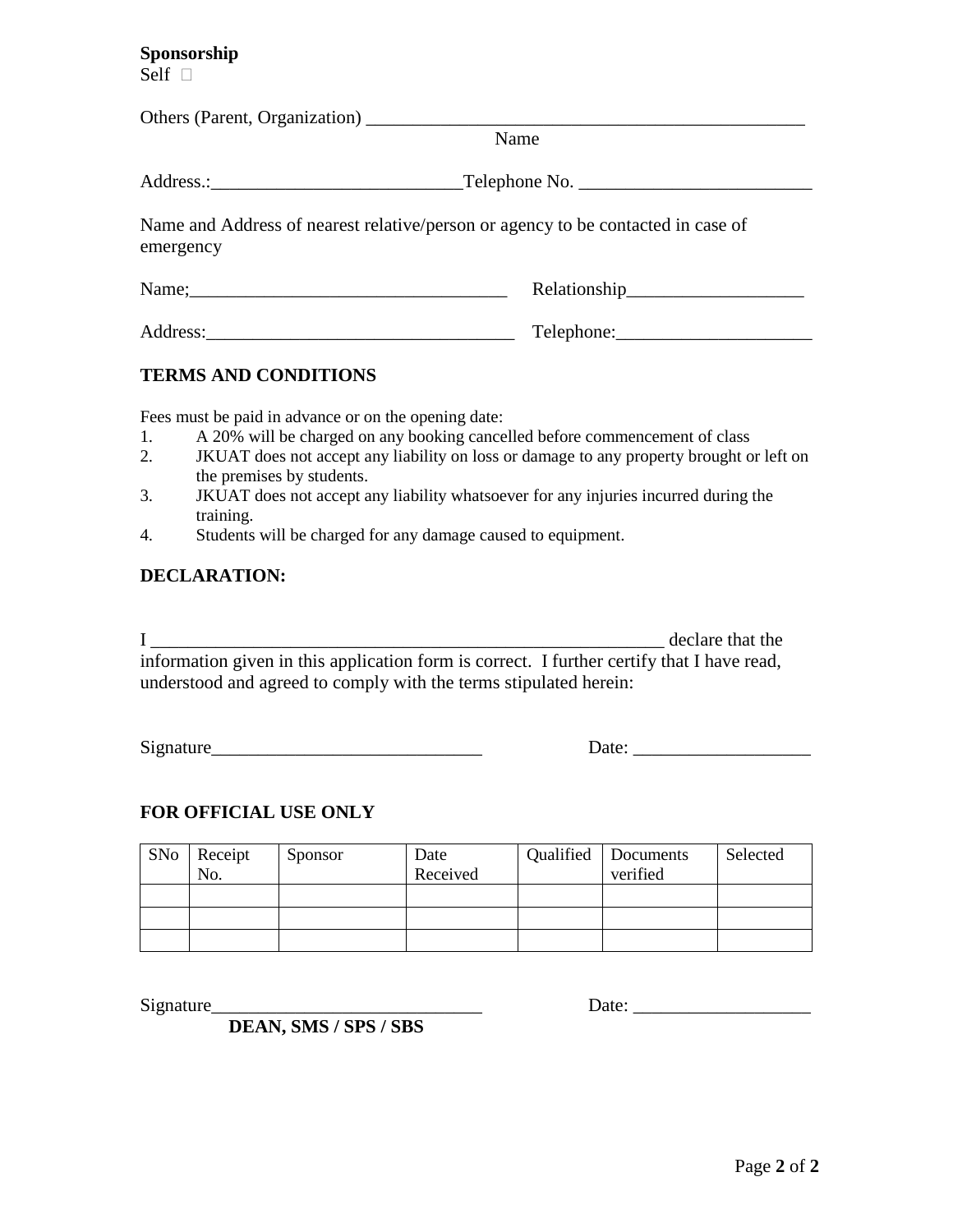**Sponsorship**

Self □

Others (Parent, Organization) ________________________________________________
Name

Address.:___________________________Telephone No. _________________________

Name and Address of nearest relative/person or agency to be contacted in case of emergency

Name;__________________________________ Relationship___________________

Address:_________________________________ Telephone:_____________________

## TERMS AND CONDITIONS

Fees must be paid in advance or on the opening date:

1. A 20% will be charged on any booking cancelled before commencement of class
2. JKUAT does not accept any liability on loss or damage to any property brought or left on the premises by students.
3. JKUAT does not accept any liability whatsoever for any injuries incurred during the training.
4. Students will be charged for any damage caused to equipment.

## DECLARATION:

I _________________________________________________________ declare that the information given in this application form is correct. I further certify that I have read, understood and agreed to comply with the terms stipulated herein:

Signature_____________________________ Date: ___________________

## FOR OFFICIAL USE ONLY

| SNo | Receipt No. | Sponsor | Date Received | Qualified | Documents verified | Selected |
|---|---|---|---|---|---|---|
| | | | | | | |
| | | | | | | |
| | | | | | | |

Signature_____________________________ Date: ___________________

**DEAN, SMS / SPS / SBS**